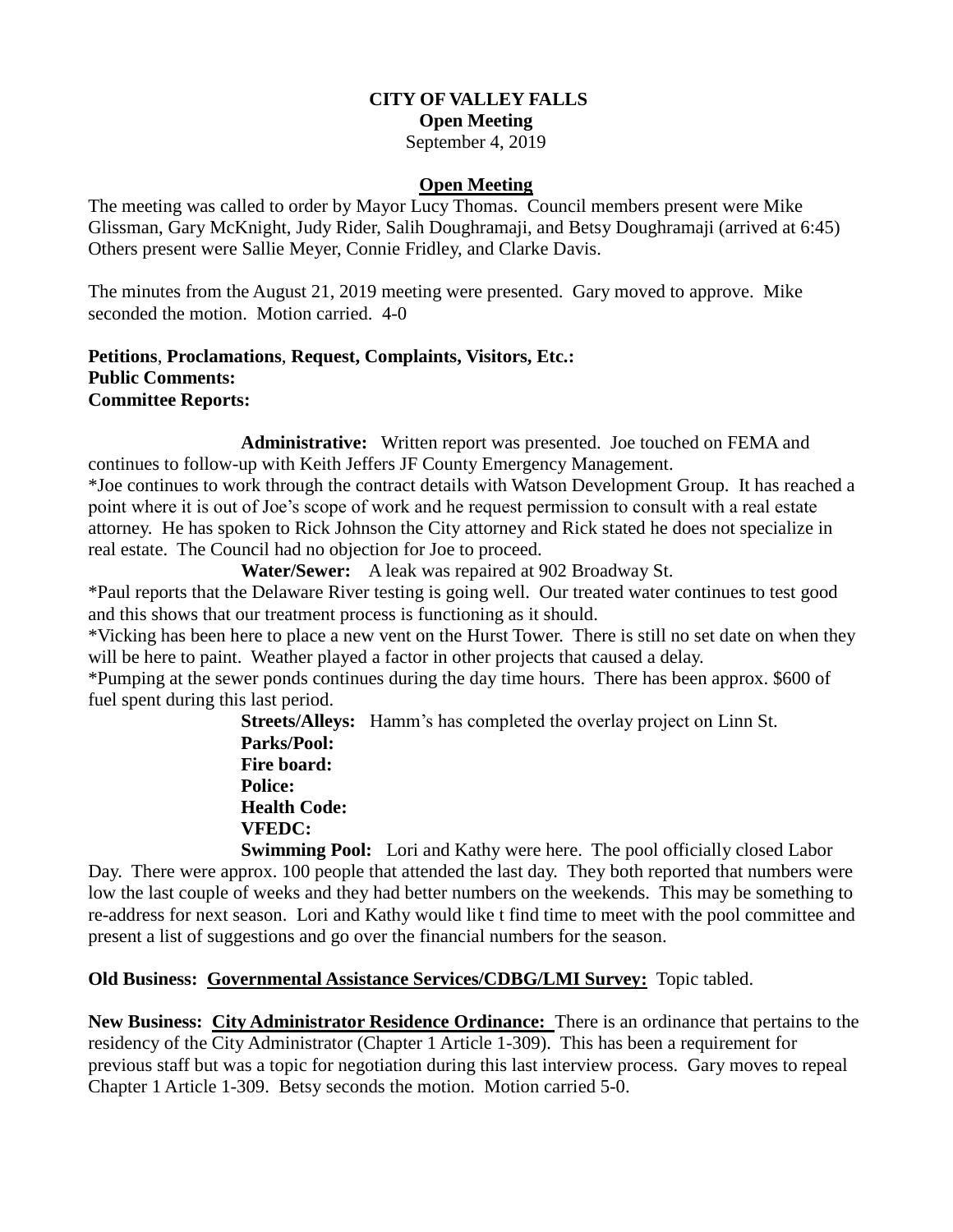**CITY OF VALLEY FALLS**
**Open Meeting**
September 4, 2019

## Open Meeting

The meeting was called to order by Mayor Lucy Thomas. Council members present were Mike Glissman, Gary McKnight, Judy Rider, Salih Doughramaji, and Betsy Doughramaji (arrived at 6:45) Others present were Sallie Meyer, Connie Fridley, and Clarke Davis.

The minutes from the August 21, 2019 meeting were presented. Gary moved to approve. Mike seconded the motion. Motion carried. 4-0

**Petitions**, **Proclamations**, **Request, Complaints, Visitors, Etc.:**
**Public Comments:**
**Committee Reports:**

**Administrative:** Written report was presented. Joe touched on FEMA and continues to follow-up with Keith Jeffers JF County Emergency Management.

*Joe continues to work through the contract details with Watson Development Group. It has reached a point where it is out of Joe's scope of work and he request permission to consult with a real estate attorney. He has spoken to Rick Johnson the City attorney and Rick stated he does not specialize in real estate. The Council had no objection for Joe to proceed.

**Water/Sewer:** A leak was repaired at 902 Broadway St.

*Paul reports that the Delaware River testing is going well. Our treated water continues to test good and this shows that our treatment process is functioning as it should.

*Vicking has been here to place a new vent on the Hurst Tower. There is still no set date on when they will be here to paint. Weather played a factor in other projects that caused a delay.

*Pumping at the sewer ponds continues during the day time hours. There has been approx. $600 of fuel spent during this last period.

**Streets/Alleys:** Hamm's has completed the overlay project on Linn St.
**Parks/Pool:**
**Fire board:**
**Police:**
**Health Code:**
**VFEDC:**
**Swimming Pool:** Lori and Kathy were here. The pool officially closed Labor Day. There were approx. 100 people that attended the last day. They both reported that numbers were low the last couple of weeks and they had better numbers on the weekends. This may be something to re-address for next season. Lori and Kathy would like t find time to meet with the pool committee and present a list of suggestions and go over the financial numbers for the season.

**Old Business: Governmental Assistance Services/CDBG/LMI Survey:** Topic tabled.

**New Business: City Administrator Residence Ordinance:** There is an ordinance that pertains to the residency of the City Administrator (Chapter 1 Article 1-309). This has been a requirement for previous staff but was a topic for negotiation during this last interview process. Gary moves to repeal Chapter 1 Article 1-309. Betsy seconds the motion. Motion carried 5-0.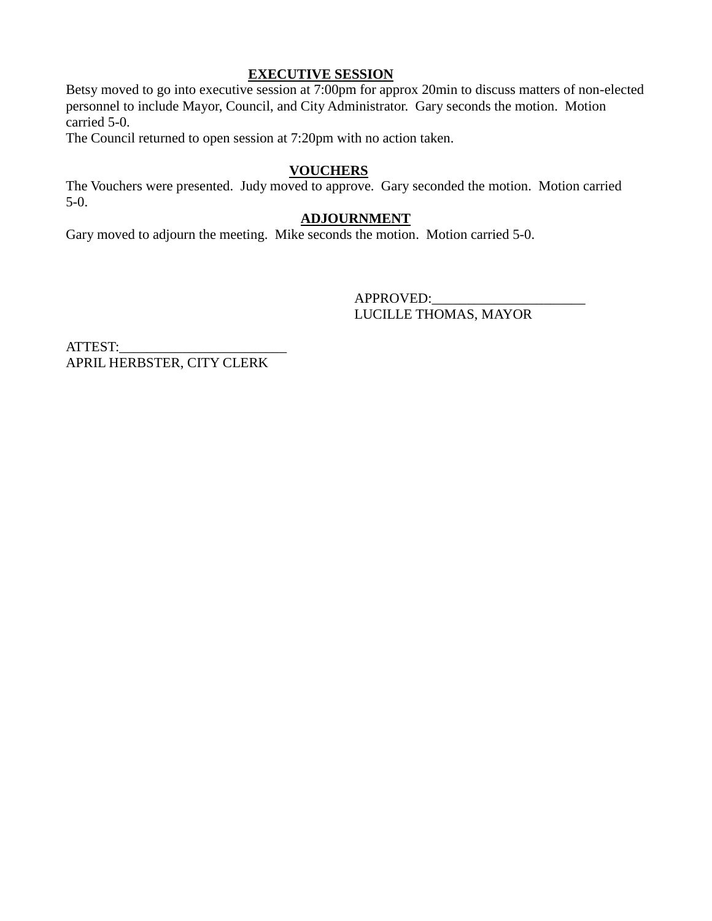## EXECUTIVE SESSION

Betsy moved to go into executive session at 7:00pm for approx 20min to discuss matters of non-elected personnel to include Mayor, Council, and City Administrator. Gary seconds the motion. Motion carried 5-0.

The Council returned to open session at 7:20pm with no action taken.

## VOUCHERS

The Vouchers were presented. Judy moved to approve. Gary seconded the motion. Motion carried 5-0.

## ADJOURNMENT

Gary moved to adjourn the meeting. Mike seconds the motion. Motion carried 5-0.

APPROVED:______________________
LUCILLE THOMAS, MAYOR

ATTEST:________________________
APRIL HERBSTER, CITY CLERK